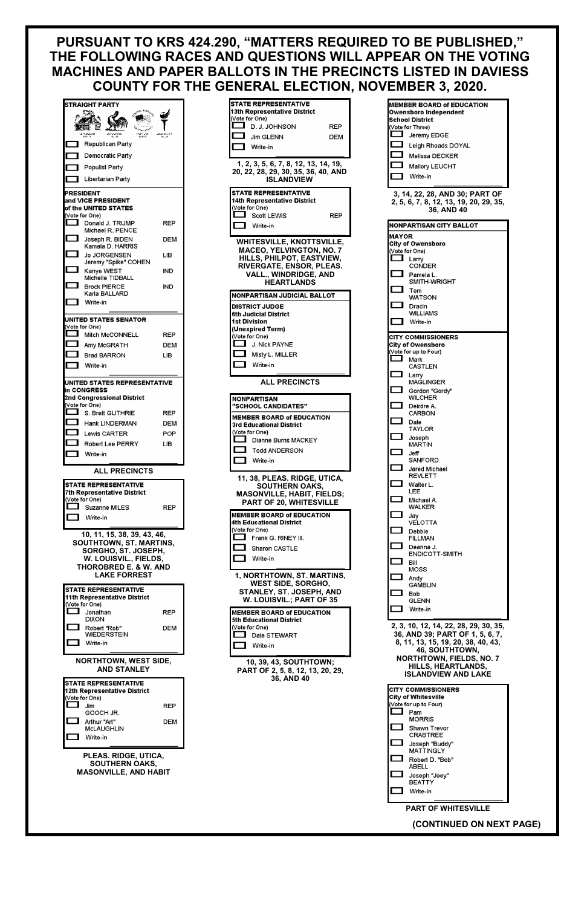# PURSUANT TO KRS 424.290, "MATTERS REQUIRED TO BE PUBLISHED," THE FOLLOWING RACES AND QUESTIONS WILL APPEAR ON THE VOTING MACHINES AND PAPER BALLOTS IN THE PRECINCTS LISTED IN DAVIESS COUNTY FOR THE GENERAL ELECTION, NOVEMBER 3, 2020.

**STRAIGHT PARTY**

- Republican Party
- Democratic Party
- Populist Party
- Libertarian Party

**PRESIDENT and VICE PRESIDENT of the UNITED STATES**
(Vote for One)

| Candidate | Party |
|---|---|
| Donald J. TRUMP / Michael R. PENCE | REP |
| Joseph R. BIDEN / Kamala D. HARRIS | DEM |
| Jo JORGENSEN / Jeremy "Spike" COHEN | LIB |
| Kanye WEST / Michelle TIDBALL | IND |
| Brock PIERCE / Karla BALLARD | IND |
| Write-in | |

**UNITED STATES SENATOR**
(Vote for One)

| Candidate | Party |
|---|---|
| Mitch McCONNELL | REP |
| Amy McGRATH | DEM |
| Brad BARRON | LIB |
| Write-in | |

**UNITED STATES REPRESENTATIVE in CONGRESS**
**2nd Congressional District**
(Vote for One)

| Candidate | Party |
|---|---|
| S. Brett GUTHRIE | REP |
| Hank LINDERMAN | DEM |
| Lewis CARTER | POP |
| Robert Lee PERRY | LIB |
| Write-in | |

**ALL PRECINCTS**

**STATE REPRESENTATIVE**
**7th Representative District**
(Vote for One)

| Candidate | Party |
|---|---|
| Suzanne MILES | REP |
| Write-in | |

**10, 11, 15, 38, 39, 43, 46, SOUTHTOWN, ST. MARTINS, SORGHO, ST. JOSEPH, W. LOUISVIL., FIELDS, THOROBRED E. & W. AND LAKE FORREST**

**STATE REPRESENTATIVE**
**11th Representative District**
(Vote for One)

| Candidate | Party |
|---|---|
| Jonathan DIXON | REP |
| Robert "Rob" WIEDERSTEIN | DEM |
| Write-in | |

**NORTHTOWN, WEST SIDE, AND STANLEY**

**STATE REPRESENTATIVE**
**12th Representative District**
(Vote for One)

| Candidate | Party |
|---|---|
| Jim GOOCH JR. | REP |
| Arthur "Art" McLAUGHLIN | DEM |
| Write-in | |

**PLEAS. RIDGE, UTICA, SOUTHERN OAKS, MASONVILLE, AND HABIT**

**STATE REPRESENTATIVE**
**13th Representative District**
(Vote for One)

| Candidate | Party |
|---|---|
| D. J. JOHNSON | REP |
| Jim GLENN | DEM |
| Write-in | |

**1, 2, 3, 5, 6, 7, 8, 12, 13, 14, 19, 20, 22, 28, 29, 30, 35, 36, 40, AND ISLANDVIEW**

**STATE REPRESENTATIVE**
**14th Representative District**
(Vote for One)

| Candidate | Party |
|---|---|
| Scott LEWIS | REP |
| Write-in | |

**WHITESVILLE, KNOTTSVILLE, MACEO, YELVINGTON, NO. 7 HILLS, PHILPOT, EASTVIEW, RIVERGATE, ENSOR, PLEAS. VALL., WINDRIDGE, AND HEARTLANDS**

**NONPARTISAN JUDICIAL BALLOT**

**DISTRICT JUDGE**
**6th Judicial District**
**1st Division**
**(Unexpired Term)**
(Vote for One)

- J. Nick PAYNE
- Misty L. MILLER
- Write-in

**ALL PRECINCTS**

**NONPARTISAN "SCHOOL CANDIDATES"**

**MEMBER BOARD of EDUCATION**
**3rd Educational District**
(Vote for One)

- Dianne Burns MACKEY
- Todd ANDERSON
- Write-in

**11, 38, PLEAS. RIDGE, UTICA, SOUTHERN OAKS, MASONVILLE, HABIT, FIELDS; PART OF 20, WHITESVILLE**

**MEMBER BOARD of EDUCATION**
**4th Educational District**
(Vote for One)

- Frank G. RINEY III.
- Sharon CASTLE
- Write-in

**1, NORTHTOWN, ST. MARTINS, WEST SIDE, SORGHO, STANLEY, ST. JOSEPH, AND W. LOUISVIL.; PART OF 35**

**MEMBER BOARD of EDUCATION**
**5th Educational District**
(Vote for One)

- Dale STEWART
- Write-in

**10, 39, 43, SOUTHTOWN; PART OF 2, 5, 8, 12, 13, 20, 29, 36, AND 40**

**MEMBER BOARD of EDUCATION**
**Owensboro Independent School District**
(Vote for Three)

- Jeremy EDGE
- Leigh Rhoads DOYAL
- Melissa DECKER
- Mallory LEUCHT
- Write-in

**3, 14, 22, 28, AND 30; PART OF 2, 5, 6, 7, 8, 12, 13, 19, 20, 29, 35, 36, AND 40**

**NONPARTISAN CITY BALLOT**

**MAYOR**
**City of Owensboro**
(Vote for One)

- Larry CONDER
- Pamela L. SMITH-WRIGHT
- Tom WATSON
- Dracin WILLIAMS
- Write-in

**CITY COMMISSIONERS**
**City of Owensboro**
(Vote for up to Four)

- Mark CASTLEN
- Larry MAGLINGER
- Gordon "Gordy" WILCHER
- Deirdre A. CARBON
- Dale TAYLOR
- Joseph MARTIN
- Jeff SANFORD
- Jared Michael REVLETT
- Walter L. LEE
- Michael A. WALKER
- Jay VELOTTA
- Debbie FILLMAN
- Deanna J. ENDICOTT-SMITH
- Bill MOSS
- Andy GAMBLIN
- Bob GLENN
- Write-in

**2, 3, 10, 12, 14, 22, 28, 29, 30, 35, 36, AND 39; PART OF 1, 5, 6, 7, 8, 11, 13, 15, 19, 20, 38, 40, 43, 46, SOUTHTOWN, NORTHTOWN, FIELDS, NO. 7 HILLS, HEARTLANDS, ISLANDVIEW AND LAKE**

**CITY COMMISSIONERS**
**City of Whitesville**
(Vote for up to Four)

- Pam MORRIS
- Shawn Trevor CRABTREE
- Joseph "Buddy" MATTINGLY
- Robert D. "Bob" ABELL
- Joseph "Joey" BEATTY
- Write-in

**PART OF WHITESVILLE**

**(CONTINUED ON NEXT PAGE)**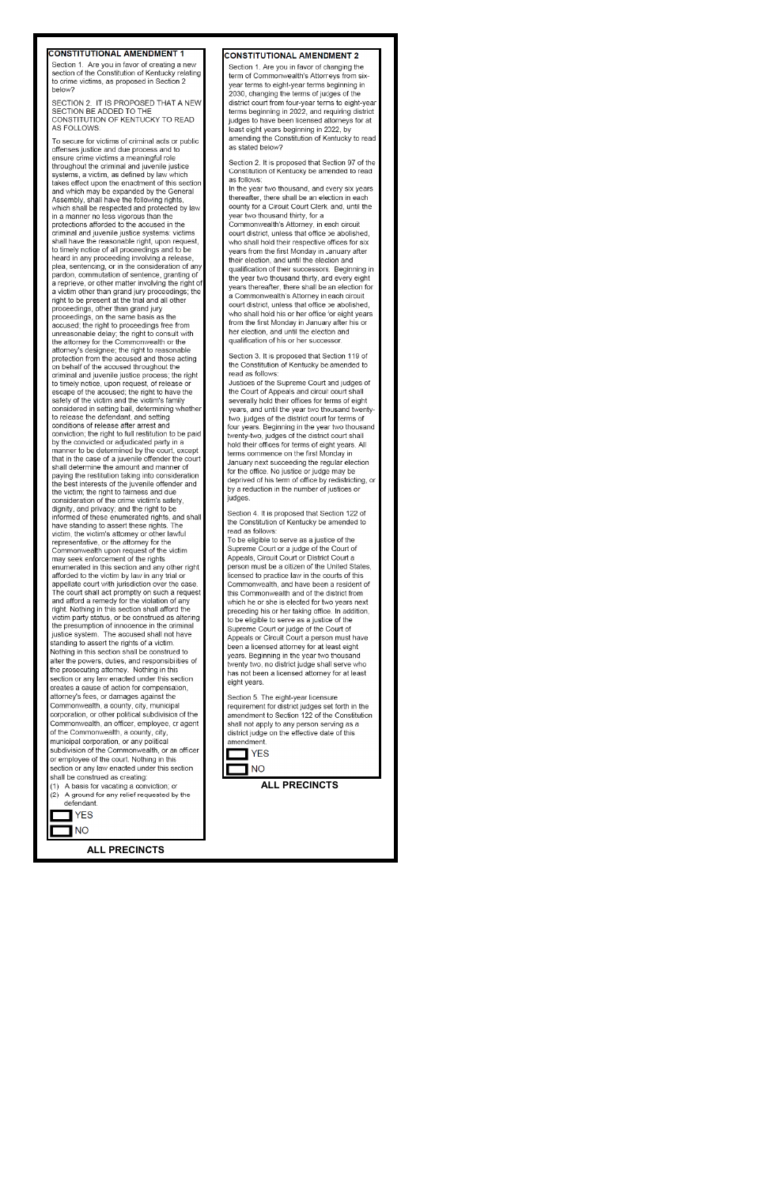## CONSTITUTIONAL AMENDMENT 1

Section 1. Are you in favor of creating a new section of the Constitution of Kentucky relating to crime victims, as proposed in Section 2 below?

SECTION 2. IT IS PROPOSED THAT A NEW SECTION BE ADDED TO THE CONSTITUTION OF KENTUCKY TO READ AS FOLLOWS:

To secure for victims of criminal acts or public offenses justice and due process and to ensure crime victims a meaningful role throughout the criminal and juvenile justice systems, a victim, as defined by law which takes effect upon the enactment of this section and which may be expanded by the General Assembly, shall have the following rights, which shall be respected and protected by law in a manner no less vigorous than the protections afforded to the accused in the criminal and juvenile justice systems: victims shall have the reasonable right, upon request, to timely notice of all proceedings and to be heard in any proceeding involving a release, plea, sentencing, or in the consideration of any pardon, commutation of sentence, granting of a reprieve, or other matter involving the right of a victim other than grand jury proceedings; the right to be present at the trial and all other proceedings, other than grand jury proceedings, on the same basis as the accused; the right to proceedings free from unreasonable delay; the right to consult with the attorney for the Commonwealth or the attorney's designee; the right to reasonable protection from the accused and those acting on behalf of the accused throughout the criminal and juvenile justice process; the right to timely notice, upon request, of release or escape of the accused; the right to have the safety of the victim and the victim's family considered in setting bail, determining whether to release the defendant, and setting conditions of release after arrest and conviction; the right to full restitution to be paid by the convicted or adjudicated party in a manner to be determined by the court, except that in the case of a juvenile offender the court shall determine the amount and manner of paying the restitution taking into consideration the best interests of the juvenile offender and the victim; the right to fairness and due consideration of the crime victim's safety, dignity, and privacy; and the right to be informed of these enumerated rights, and shall have standing to assert these rights. The victim, the victim's attorney or other lawful representative, or the attorney for the Commonwealth upon request of the victim may seek enforcement of the rights enumerated in this section and any other right afforded to the victim by law in any trial or appellate court with jurisdiction over the case. The court shall act promptly on such a request and afford a remedy for the violation of any right. Nothing in this section shall afford the victim party status, or be construed as altering the presumption of innocence in the criminal justice system. The accused shall not have standing to assert the rights of a victim. Nothing in this section shall be construed to alter the powers, duties, and responsibilities of the prosecuting attorney. Nothing in this section or any law enacted under this section creates a cause of action for compensation, attorney's fees, or damages against the Commonwealth, a county, city, municipal corporation, or other political subdivision of the Commonwealth, an officer, employee, or agent of the Commonwealth, a county, city, municipal corporation, or any political subdivision of the Commonwealth, or an officer or employee of the court. Nothing in this section or any law enacted under this section shall be construed as creating:

(1) A basis for vacating a conviction; or
(2) A ground for any relief requested by the defendant.

☐ YES

☐ NO

**ALL PRECINCTS**

## CONSTITUTIONAL AMENDMENT 2

Section 1. Are you in favor of changing the term of Commonwealth's Attorneys from six-year terms to eight-year terms beginning in 2030, changing the terms of judges of the district court from four-year terms to eight-year terms beginning in 2022, and requiring district judges to have been licensed attorneys for at least eight years beginning in 2022, by amending the Constitution of Kentucky to read as stated below?

Section 2. It is proposed that Section 97 of the Constitution of Kentucky be amended to read as follows:
In the year two thousand, and every six years thereafter, there shall be an election in each county for a Circuit Court Clerk and, until the year two thousand thirty, for a Commonwealth's Attorney, in each circuit court district, unless that office be abolished, who shall hold their respective offices for six years from the first Monday in January after their election, and until the election and qualification of their successors. Beginning in the year two thousand thirty, and every eight years thereafter, there shall be an election for a Commonwealth's Attorney in each circuit court district, unless that office be abolished, who shall hold his or her office for eight years from the first Monday in January after his or her election, and until the election and qualification of his or her successor.

Section 3. It is proposed that Section 119 of the Constitution of Kentucky be amended to read as follows:
Justices of the Supreme Court and judges of the Court of Appeals and circuit court shall severally hold their offices for terms of eight years, and until the year two thousand twenty-two, judges of the district court for terms of four years. Beginning in the year two thousand twenty-two, judges of the district court shall hold their offices for terms of eight years. All terms commence on the first Monday in January next succeeding the regular election for the office. No justice or judge may be deprived of his term of office by redistricting, or by a reduction in the number of justices or judges.

Section 4. It is proposed that Section 122 of the Constitution of Kentucky be amended to read as follows:
To be eligible to serve as a justice of the Supreme Court or a judge of the Court of Appeals, Circuit Court or District Court a person must be a citizen of the United States, licensed to practice law in the courts of this Commonwealth, and have been a resident of this Commonwealth and of the district from which he or she is elected for two years next preceding his or her taking office. In addition, to be eligible to serve as a justice of the Supreme Court or judge of the Court of Appeals or Circuit Court a person must have been a licensed attorney for at least eight years. Beginning in the year two thousand twenty two, no district judge shall serve who has not been a licensed attorney for at least eight years.

Section 5. The eight-year licensure requirement for district judges set forth in the amendment to Section 122 of the Constitution shall not apply to any person serving as a district judge on the effective date of this amendment.

☐ YES

☐ NO

**ALL PRECINCTS**